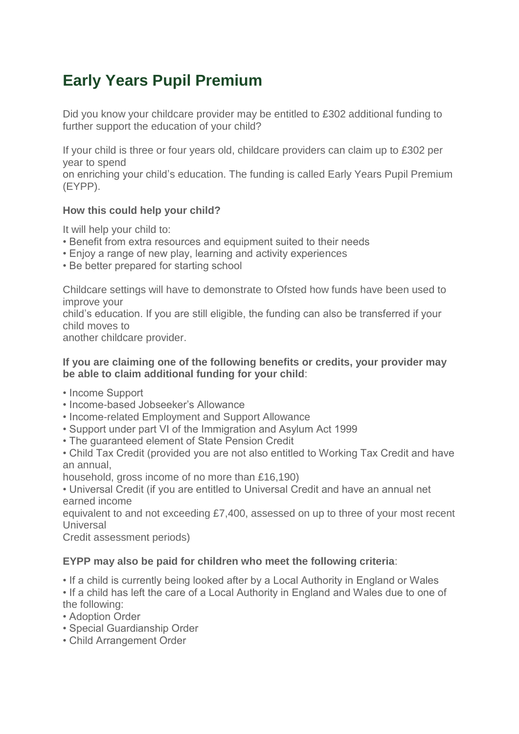# Early Years Pupil Premium

Did you know your childcare provider may be entitled to £302 additional funding to further support the education of your child?

If your child is three or four years old, childcare providers can claim up to £302 per year to spend on enriching your child's education. The funding is called Early Years Pupil Premium (EYPP).

### How this could help your child?

It will help your child to:

- Benefit from extra resources and equipment suited to their needs
- Enjoy a range of new play, learning and activity experiences
- Be better prepared for starting school

Childcare settings will have to demonstrate to Ofsted how funds have been used to improve your child's education. If you are still eligible, the funding can also be transferred if your child moves to another childcare provider.

**If you are claiming one of the following benefits or credits, your provider may be able to claim additional funding for your child**:

- Income Support
- Income-based Jobseeker's Allowance
- Income-related Employment and Support Allowance
- Support under part VI of the Immigration and Asylum Act 1999
- The guaranteed element of State Pension Credit
- Child Tax Credit (provided you are not also entitled to Working Tax Credit and have an annual, household, gross income of no more than £16,190)
- Universal Credit (if you are entitled to Universal Credit and have an annual net earned income equivalent to and not exceeding £7,400, assessed on up to three of your most recent Universal Credit assessment periods)

**EYPP may also be paid for children who meet the following criteria**:

- If a child is currently being looked after by a Local Authority in England or Wales
- If a child has left the care of a Local Authority in England and Wales due to one of the following:
- Adoption Order
- Special Guardianship Order
- Child Arrangement Order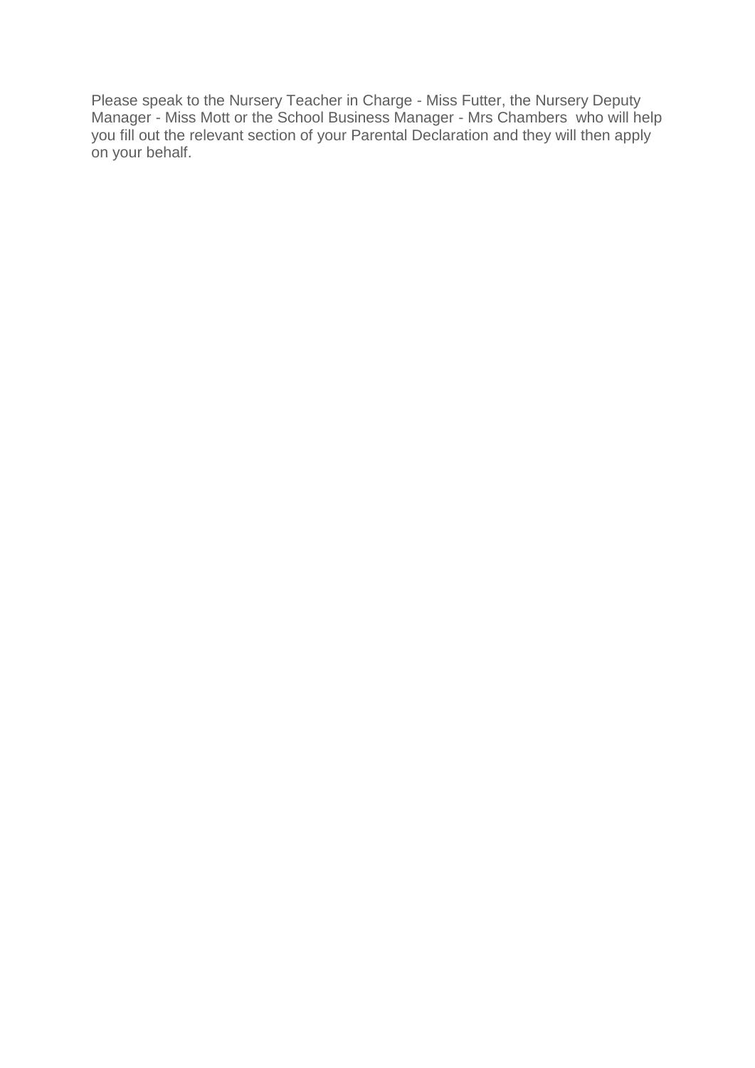Please speak to the Nursery Teacher in Charge - Miss Futter, the Nursery Deputy Manager - Miss Mott or the School Business Manager - Mrs Chambers who will help you fill out the relevant section of your Parental Declaration and they will then apply on your behalf.